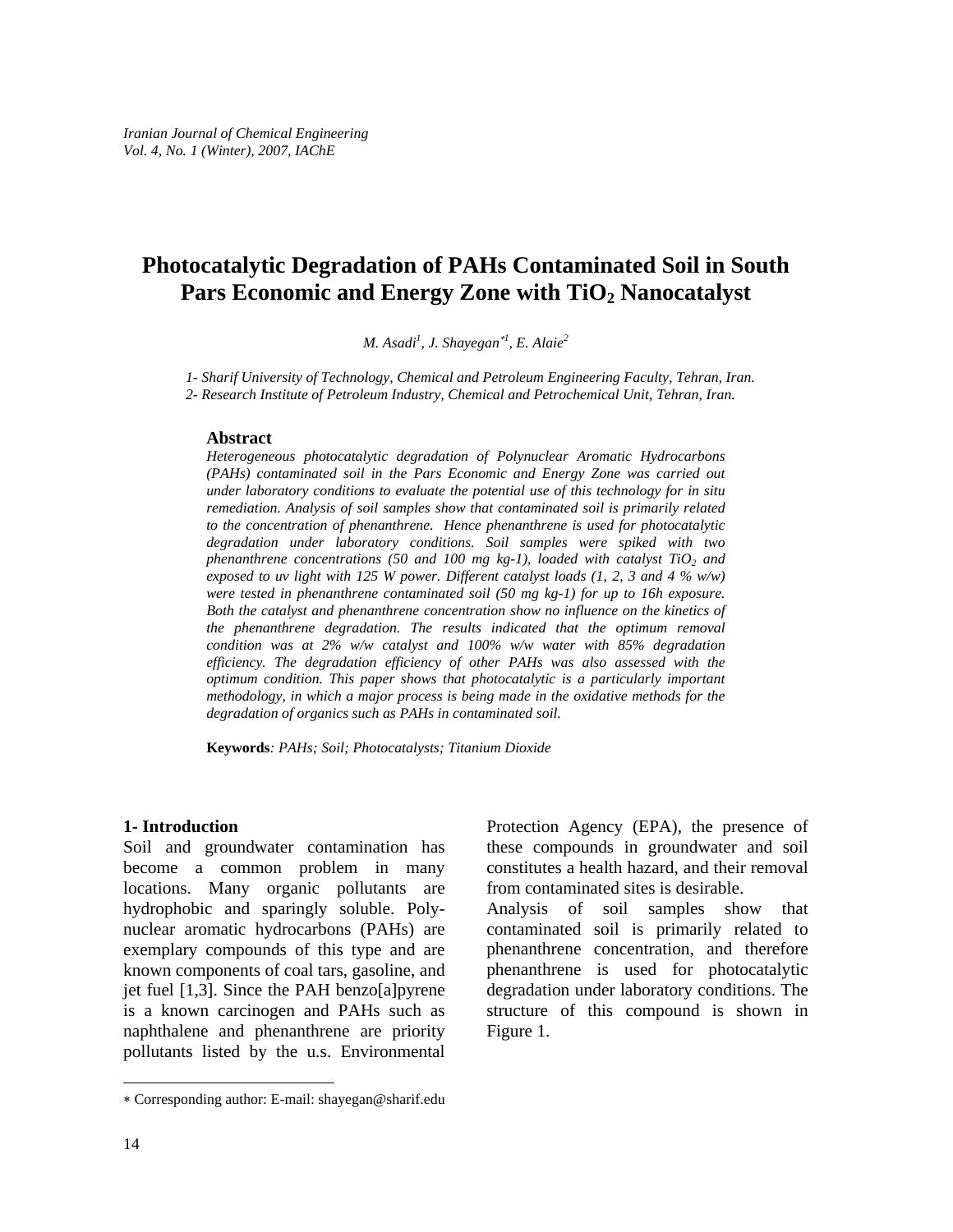# Photocatalytic Degradation of PAHs Contaminated Soil in South Pars Economic and Energy Zone with $TiO_2$ Nanocatalyst

*M. Asadi[1], J. Shayegan[*1], E. Alaie[2]*

*1- Sharif University of Technology, Chemical and Petroleum Engineering Faculty, Tehran, Iran.*
*2- Research Institute of Petroleum Industry, Chemical and Petrochemical Unit, Tehran, Iran.*

## Abstract

*Heterogeneous photocatalytic degradation of Polynuclear Aromatic Hydrocarbons (PAHs) contaminated soil in the Pars Economic and Energy Zone was carried out under laboratory conditions to evaluate the potential use of this technology for in situ remediation. Analysis of soil samples show that contaminated soil is primarily related to the concentration of phenanthrene. Hence phenanthrene is used for photocatalytic degradation under laboratory conditions. Soil samples were spiked with two phenanthrene concentrations (50 and 100 mg kg-1), loaded with catalyst $TiO_2$ and exposed to uv light with 125 W power. Different catalyst loads (1, 2, 3 and 4 % w/w) were tested in phenanthrene contaminated soil (50 mg kg-1) for up to 16h exposure. Both the catalyst and phenanthrene concentration show no influence on the kinetics of the phenanthrene degradation. The results indicated that the optimum removal condition was at 2% w/w catalyst and 100% w/w water with 85% degradation efficiency. The degradation efficiency of other PAHs was also assessed with the optimum condition. This paper shows that photocatalytic is a particularly important methodology, in which a major process is being made in the oxidative methods for the degradation of organics such as PAHs in contaminated soil.*

**Keywords***: PAHs; Soil; Photocatalysts; Titanium Dioxide*

## 1- Introduction

Soil and groundwater contamination has become a common problem in many locations. Many organic pollutants are hydrophobic and sparingly soluble. Poly-nuclear aromatic hydrocarbons (PAHs) are exemplary compounds of this type and are known components of coal tars, gasoline, and jet fuel [1,3]. Since the PAH benzo[a]pyrene is a known carcinogen and PAHs such as naphthalene and phenanthrene are priority pollutants listed by the u.s. Environmental Protection Agency (EPA), the presence of these compounds in groundwater and soil constitutes a health hazard, and their removal from contaminated sites is desirable.

Analysis of soil samples show that contaminated soil is primarily related to phenanthrene concentration, and therefore phenanthrene is used for photocatalytic degradation under laboratory conditions. The structure of this compound is shown in Figure 1.

---

* Corresponding author: E-mail: shayegan@sharif.edu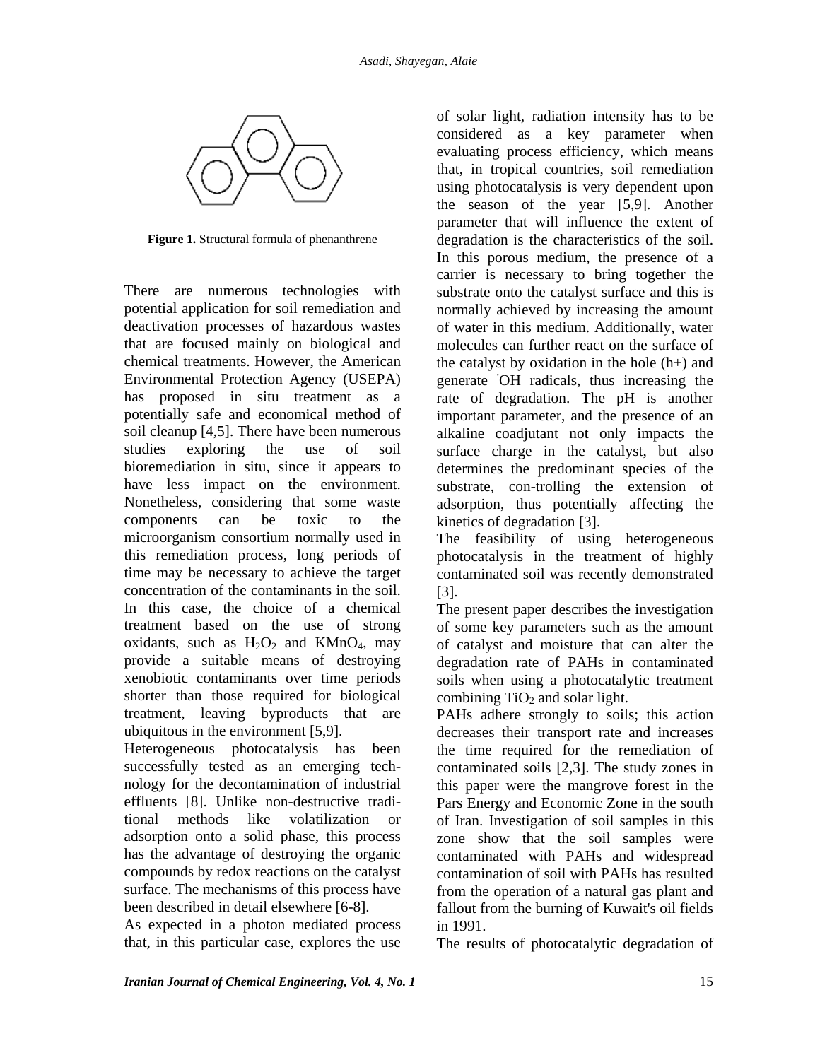**Figure 1.** Structural formula of phenanthrene

There are numerous technologies with potential application for soil remediation and deactivation processes of hazardous wastes that are focused mainly on biological and chemical treatments. However, the American Environmental Protection Agency (USEPA) has proposed in situ treatment as a potentially safe and economical method of soil cleanup [4,5]. There have been numerous studies exploring the use of soil bioremediation in situ, since it appears to have less impact on the environment. Nonetheless, considering that some waste components can be toxic to the microorganism consortium normally used in this remediation process, long periods of time may be necessary to achieve the target concentration of the contaminants in the soil. In this case, the choice of a chemical treatment based on the use of strong oxidants, such as $H_2O_2$ and $KMnO_4$, may provide a suitable means of destroying xenobiotic contaminants over time periods shorter than those required for biological treatment, leaving byproducts that are ubiquitous in the environment [5,9].

Heterogeneous photocatalysis has been successfully tested as an emerging technology for the decontamination of industrial effluents [8]. Unlike non-destructive traditional methods like volatilization or adsorption onto a solid phase, this process has the advantage of destroying the organic compounds by redox reactions on the catalyst surface. The mechanisms of this process have been described in detail elsewhere [6-8].

As expected in a photon mediated process that, in this particular case, explores the use of solar light, radiation intensity has to be considered as a key parameter when evaluating process efficiency, which means that, in tropical countries, soil remediation using photocatalysis is very dependent upon the season of the year [5,9]. Another parameter that will influence the extent of degradation is the characteristics of the soil. In this porous medium, the presence of a carrier is necessary to bring together the substrate onto the catalyst surface and this is normally achieved by increasing the amount of water in this medium. Additionally, water molecules can further react on the surface of the catalyst by oxidation in the hole (h+) and generate $^{\cdot}OH$ radicals, thus increasing the rate of degradation. The pH is another important parameter, and the presence of an alkaline coadjutant not only impacts the surface charge in the catalyst, but also determines the predominant species of the substrate, con-trolling the extension of adsorption, thus potentially affecting the kinetics of degradation [3].

The feasibility of using heterogeneous photocatalysis in the treatment of highly contaminated soil was recently demonstrated [3].

The present paper describes the investigation of some key parameters such as the amount of catalyst and moisture that can alter the degradation rate of PAHs in contaminated soils when using a photocatalytic treatment combining $TiO_2$ and solar light.

PAHs adhere strongly to soils; this action decreases their transport rate and increases the time required for the remediation of contaminated soils [2,3]. The study zones in this paper were the mangrove forest in the Pars Energy and Economic Zone in the south of Iran. Investigation of soil samples in this zone show that the soil samples were contaminated with PAHs and widespread contamination of soil with PAHs has resulted from the operation of a natural gas plant and fallout from the burning of Kuwait's oil fields in 1991.

The results of photocatalytic degradation of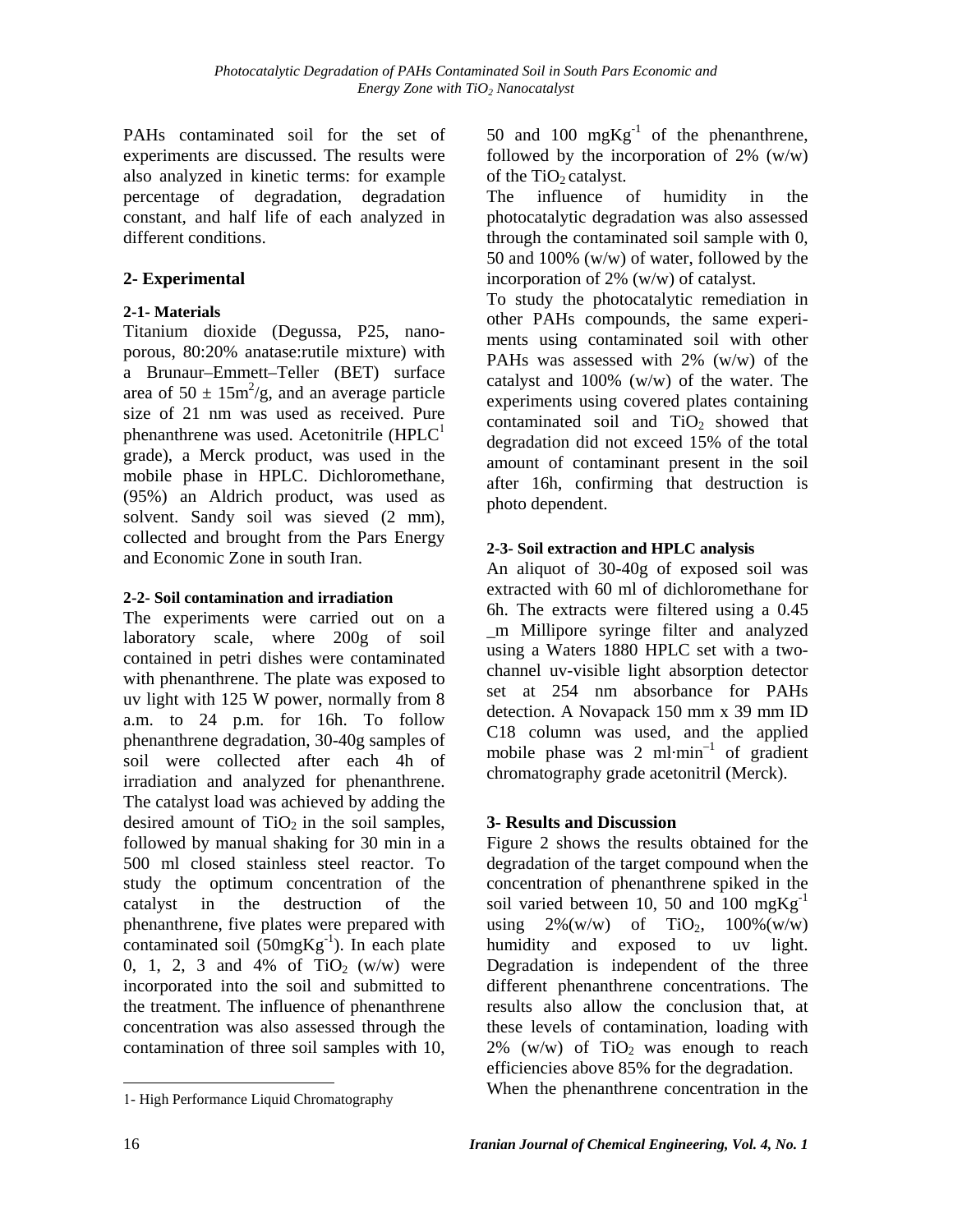PAHs contaminated soil for the set of experiments are discussed. The results were also analyzed in kinetic terms: for example percentage of degradation, degradation constant, and half life of each analyzed in different conditions.

## 2- Experimental

### 2-1- Materials

Titanium dioxide (Degussa, P25, nano-porous, 80:20% anatase:rutile mixture) with a Brunaur–Emmett–Teller (BET) surface area of $50 \pm 15 m^2/g$, and an average particle size of 21 nm was used as received. Pure phenanthrene was used. Acetonitrile (HPLC[1] grade), a Merck product, was used in the mobile phase in HPLC. Dichloromethane, (95%) an Aldrich product, was used as solvent. Sandy soil was sieved (2 mm), collected and brought from the Pars Energy and Economic Zone in south Iran.

### 2-2- Soil contamination and irradiation

The experiments were carried out on a laboratory scale, where 200g of soil contained in petri dishes were contaminated with phenanthrene. The plate was exposed to uv light with 125 W power, normally from 8 a.m. to 24 p.m. for 16h. To follow phenanthrene degradation, 30-40g samples of soil were collected after each 4h of irradiation and analyzed for phenanthrene. The catalyst load was achieved by adding the desired amount of $TiO_2$ in the soil samples, followed by manual shaking for 30 min in a 500 ml closed stainless steel reactor. To study the optimum concentration of the catalyst in the destruction of the phenanthrene, five plates were prepared with contaminated soil ($50 mgKg^{-1}$). In each plate 0, 1, 2, 3 and 4% of $TiO_2$ (w/w) were incorporated into the soil and submitted to the treatment. The influence of phenanthrene concentration was also assessed through the contamination of three soil samples with 10, 50 and 100 $mgKg^{-1}$ of the phenanthrene, followed by the incorporation of 2% (w/w) of the $TiO_2$ catalyst.

The influence of humidity in the photocatalytic degradation was also assessed through the contaminated soil sample with 0, 50 and 100% (w/w) of water, followed by the incorporation of 2% (w/w) of catalyst.

To study the photocatalytic remediation in other PAHs compounds, the same experiments using contaminated soil with other PAHs was assessed with 2% (w/w) of the catalyst and 100% (w/w) of the water. The experiments using covered plates containing contaminated soil and $TiO_2$ showed that degradation did not exceed 15% of the total amount of contaminant present in the soil after 16h, confirming that destruction is photo dependent.

### 2-3- Soil extraction and HPLC analysis

An aliquot of 30-40g of exposed soil was extracted with 60 ml of dichloromethane for 6h. The extracts were filtered using a 0.45 _m Millipore syringe filter and analyzed using a Waters 1880 HPLC set with a two-channel uv-visible light absorption detector set at 254 nm absorbance for PAHs detection. A Novapack 150 mm x 39 mm ID C18 column was used, and the applied mobile phase was 2 $ml \cdot min^{-1}$ of gradient chromatography grade acetonitril (Merck).

## 3- Results and Discussion

Figure 2 shows the results obtained for the degradation of the target compound when the concentration of phenanthrene spiked in the soil varied between 10, 50 and 100 $mgKg^{-1}$ using 2%(w/w) of $TiO_2$, 100%(w/w) humidity and exposed to uv light. Degradation is independent of the three different phenanthrene concentrations. The results also allow the conclusion that, at these levels of contamination, loading with 2% (w/w) of $TiO_2$ was enough to reach efficiencies above 85% for the degradation.

When the phenanthrene concentration in the

---

1- High Performance Liquid Chromatography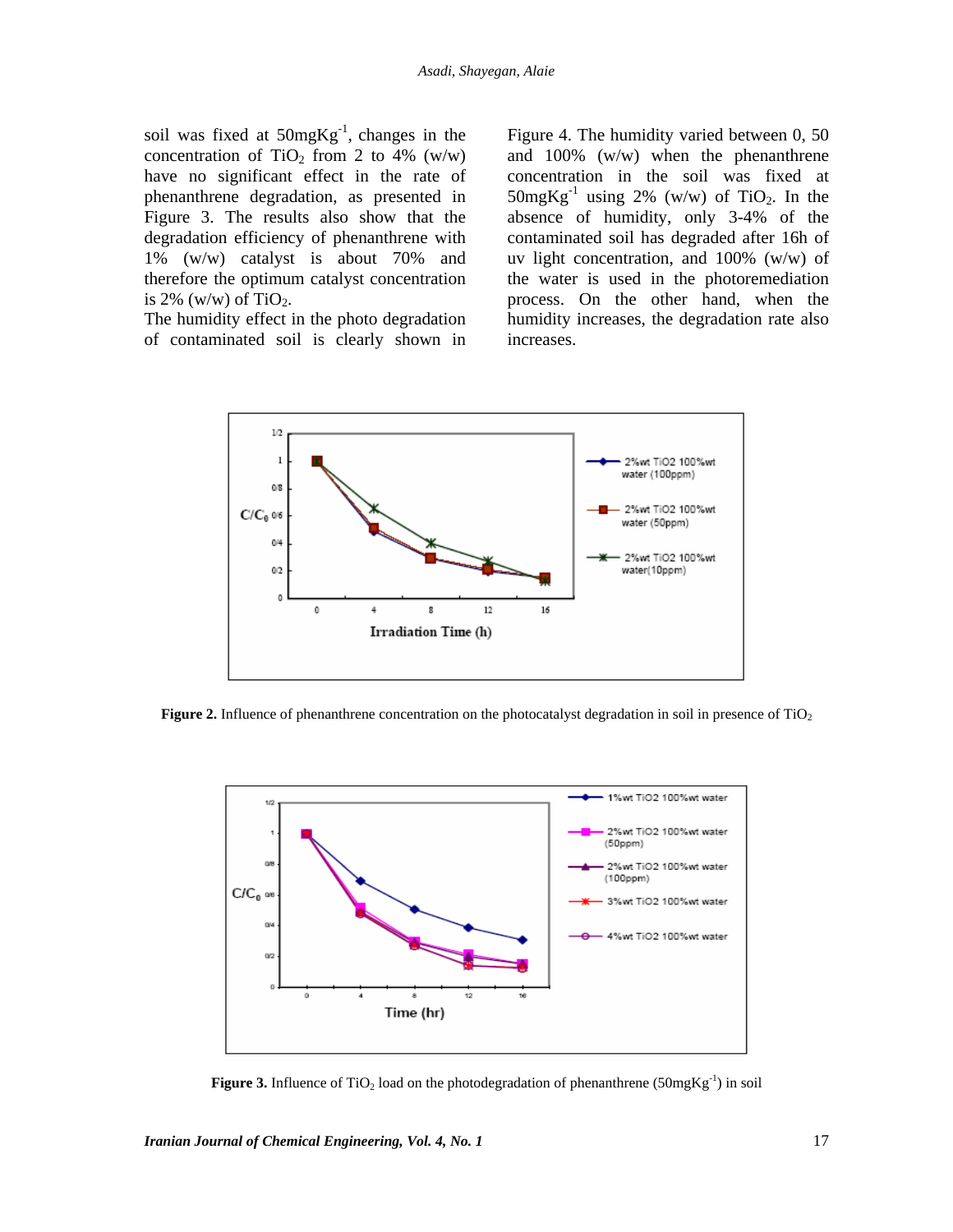soil was fixed at 50mgKg$^{-1}$, changes in the concentration of $TiO_2$ from 2 to 4% (w/w) have no significant effect in the rate of phenanthrene degradation, as presented in Figure 3. The results also show that the degradation efficiency of phenanthrene with 1% (w/w) catalyst is about 70% and therefore the optimum catalyst concentration is 2% (w/w) of $TiO_2$.

The humidity effect in the photo degradation of contaminated soil is clearly shown in Figure 4. The humidity varied between 0, 50 and 100% (w/w) when the phenanthrene concentration in the soil was fixed at 50mgKg$^{-1}$ using 2% (w/w) of $TiO_2$. In the absence of humidity, only 3-4% of the contaminated soil has degraded after 16h of uv light concentration, and 100% (w/w) of the water is used in the photoremediation process. On the other hand, when the humidity increases, the degradation rate also increases.

**Figure 2.** Influence of phenanthrene concentration on the photocatalyst degradation in soil in presence of $TiO_2$

**Figure 3.** Influence of $TiO_2$ load on the photodegradation of phenanthrene (50mgKg$^{-1}$) in soil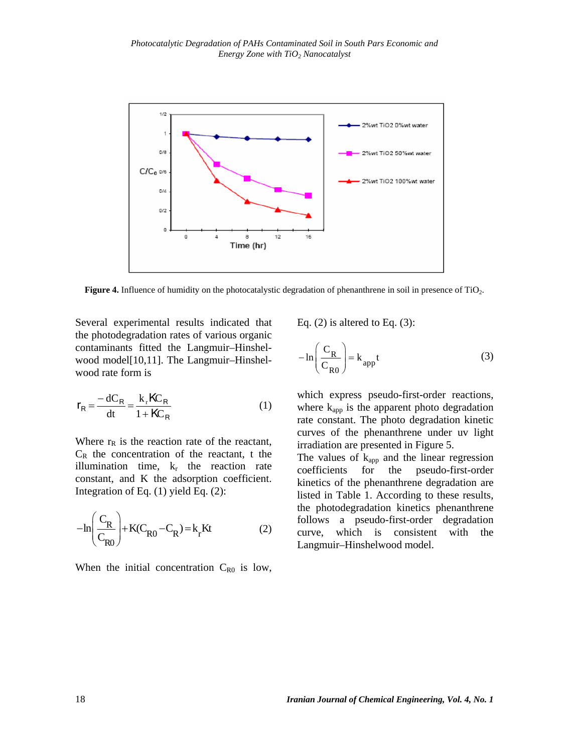**Figure 4.** Influence of humidity on the photocatalytic degradation of phenanthrene in soil in presence of $TiO_2$.

Several experimental results indicated that the photodegradation rates of various organic contaminants fitted the Langmuir–Hinshelwood model[10,11]. The Langmuir–Hinshelwood rate form is

$$r_R = \frac{-dC_R}{dt} = \frac{k_r K C_R}{1 + K C_R} \tag{1}$$

Where $r_R$ is the reaction rate of the reactant, $C_R$ the concentration of the reactant, t the illumination time, $k_r$ the reaction rate constant, and K the adsorption coefficient. Integration of Eq. (1) yield Eq. (2):

$$-\ln\left(\frac{C_R}{C_{R0}}\right) + K(C_{R0} - C_R) = k_r K t \tag{2}$$

When the initial concentration $C_{R0}$ is low, Eq. (2) is altered to Eq. (3):

$$-\ln\left(\frac{C_R}{C_{R0}}\right) = k_{app} t \tag{3}$$

which express pseudo-first-order reactions, where $k_{app}$ is the apparent photo degradation rate constant. The photo degradation kinetic curves of the phenanthrene under uv light irradiation are presented in Figure 5.

The values of $k_{app}$ and the linear regression coefficients for the pseudo-first-order kinetics of the phenanthrene degradation are listed in Table 1. According to these results, the photodegradation kinetics phenanthrene follows a pseudo-first-order degradation curve, which is consistent with the Langmuir–Hinshelwood model.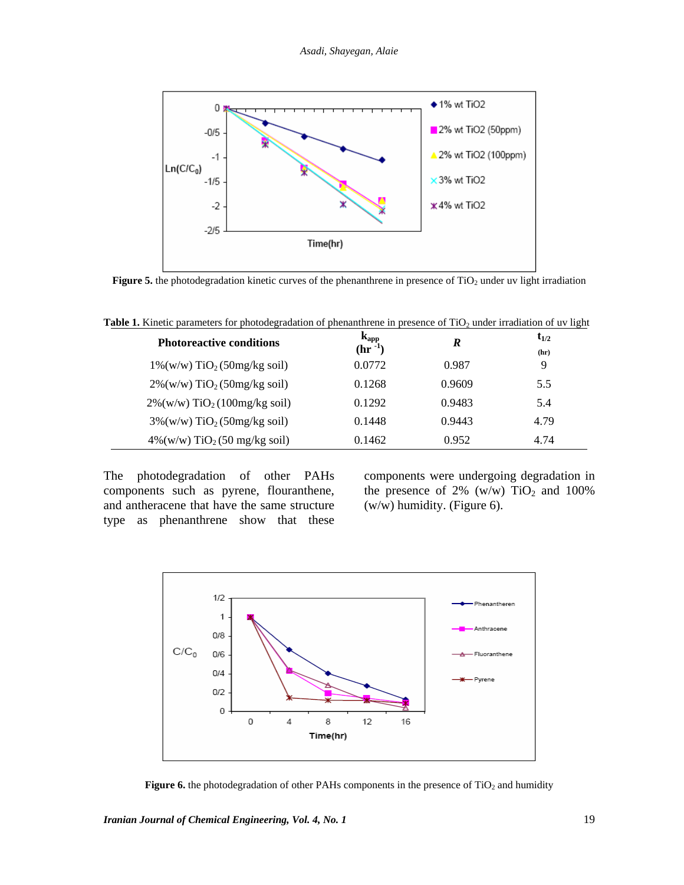Figure 5. the photodegradation kinetic curves of the phenanthrene in presence of $TiO_2$ under uv light irradiation

**Table 1.** Kinetic parameters for photodegradation of phenanthrene in presence of $TiO_2$ under irradiation of uv light

| Photoreactive conditions | $k_{app}$ ($hr^{-1}$) | *R* | $t_{1/2}$ (hr) |
|---|---|---|---|
| 1%(w/w) $TiO_2$ (50mg/kg soil) | 0.0772 | 0.987 | 9 |
| 2%(w/w) $TiO_2$ (50mg/kg soil) | 0.1268 | 0.9609 | 5.5 |
| 2%(w/w) $TiO_2$ (100mg/kg soil) | 0.1292 | 0.9483 | 5.4 |
| 3%(w/w) $TiO_2$ (50mg/kg soil) | 0.1448 | 0.9443 | 4.79 |
| 4%(w/w) $TiO_2$ (50 mg/kg soil) | 0.1462 | 0.952 | 4.74 |

The photodegradation of other PAHs components such as pyrene, flouranthene, and antheracene that have the same structure type as phenanthrene show that these components were undergoing degradation in the presence of 2% (w/w) $TiO_2$ and 100% (w/w) humidity. (Figure 6).

Figure 6. the photodegradation of other PAHs components in the presence of $TiO_2$ and humidity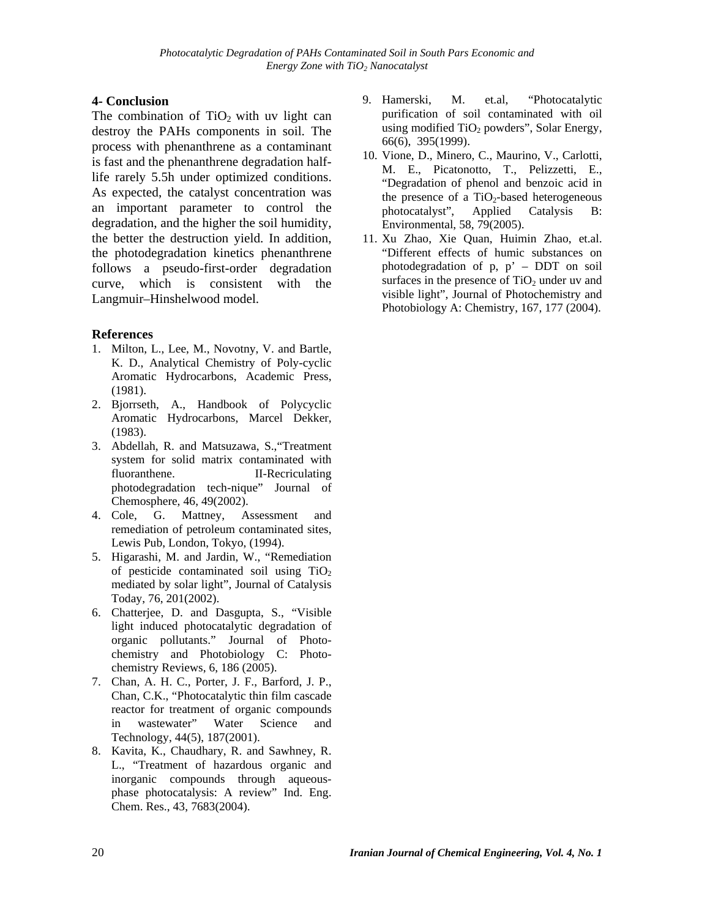## 4- Conclusion

The combination of $TiO_2$ with uv light can destroy the PAHs components in soil. The process with phenanthrene as a contaminant is fast and the phenanthrene degradation half-life rarely 5.5h under optimized conditions. As expected, the catalyst concentration was an important parameter to control the degradation, and the higher the soil humidity, the better the destruction yield. In addition, the photodegradation kinetics phenanthrene follows a pseudo-first-order degradation curve, which is consistent with the Langmuir–Hinshelwood model.

## References

1. Milton, L., Lee, M., Novotny, V. and Bartle, K. D., Analytical Chemistry of Poly-cyclic Aromatic Hydrocarbons, Academic Press, (1981).
2. Bjorrseth, A., Handbook of Polycyclic Aromatic Hydrocarbons, Marcel Dekker, (1983).
3. Abdellah, R. and Matsuzawa, S.,"Treatment system for solid matrix contaminated with fluoranthene. II-Recriculating photodegradation tech-nique" Journal of Chemosphere, 46, 49(2002).
4. Cole, G. Mattney, Assessment and remediation of petroleum contaminated sites, Lewis Pub, London, Tokyo, (1994).
5. Higarashi, M. and Jardin, W., "Remediation of pesticide contaminated soil using $TiO_2$ mediated by solar light", Journal of Catalysis Today, 76, 201(2002).
6. Chatterjee, D. and Dasgupta, S., "Visible light induced photocatalytic degradation of organic pollutants." Journal of Photo-chemistry and Photobiology C: Photo-chemistry Reviews, 6, 186 (2005).
7. Chan, A. H. C., Porter, J. F., Barford, J. P., Chan, C.K., "Photocatalytic thin film cascade reactor for treatment of organic compounds in wastewater" Water Science and Technology, 44(5), 187(2001).
8. Kavita, K., Chaudhary, R. and Sawhney, R. L., "Treatment of hazardous organic and inorganic compounds through aqueous-phase photocatalysis: A review" Ind. Eng. Chem. Res., 43, 7683(2004).
9. Hamerski, M. et.al, "Photocatalytic purification of soil contaminated with oil using modified $TiO_2$ powders", Solar Energy, 66(6), 395(1999).
10. Vione, D., Minero, C., Maurino, V., Carlotti, M. E., Picatonotto, T., Pelizzetti, E., "Degradation of phenol and benzoic acid in the presence of a $TiO_2$-based heterogeneous photocatalyst", Applied Catalysis B: Environmental, 58, 79(2005).
11. Xu Zhao, Xie Quan, Huimin Zhao, et.al. "Different effects of humic substances on photodegradation of p, p' – DDT on soil surfaces in the presence of $TiO_2$ under uv and visible light", Journal of Photochemistry and Photobiology A: Chemistry, 167, 177 (2004).